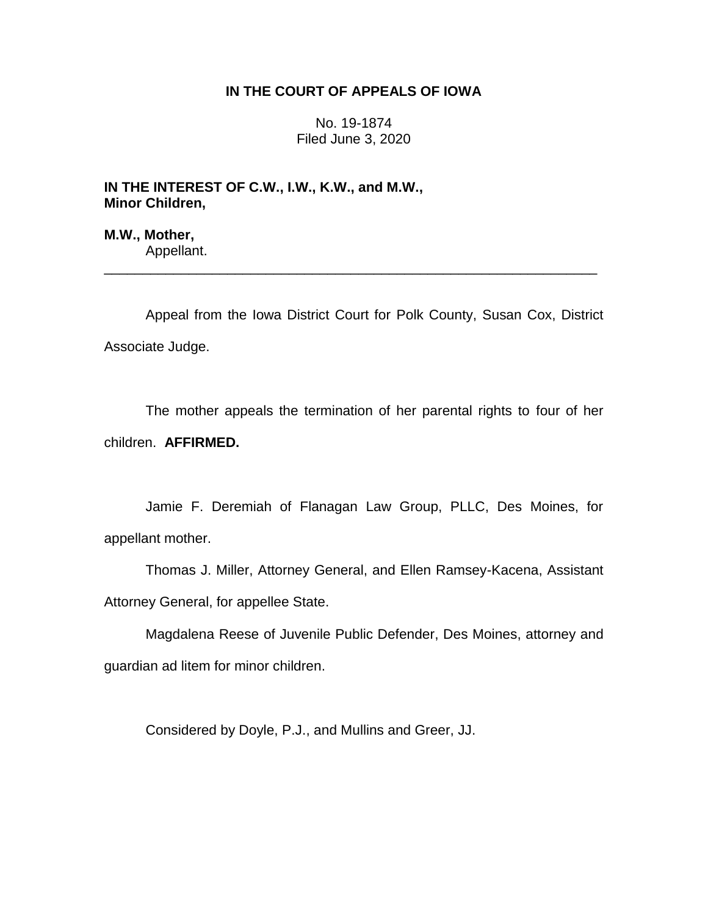**IN THE COURT OF APPEALS OF IOWA**

No. 19-1874
Filed June 3, 2020

**IN THE INTEREST OF C.W., I.W., K.W., and M.W., Minor Children,**

**M.W., Mother,**
Appellant.

---

Appeal from the Iowa District Court for Polk County, Susan Cox, District Associate Judge.

The mother appeals the termination of her parental rights to four of her children. **AFFIRMED.**

Jamie F. Deremiah of Flanagan Law Group, PLLC, Des Moines, for appellant mother.

Thomas J. Miller, Attorney General, and Ellen Ramsey-Kacena, Assistant Attorney General, for appellee State.

Magdalena Reese of Juvenile Public Defender, Des Moines, attorney and guardian ad litem for minor children.

Considered by Doyle, P.J., and Mullins and Greer, JJ.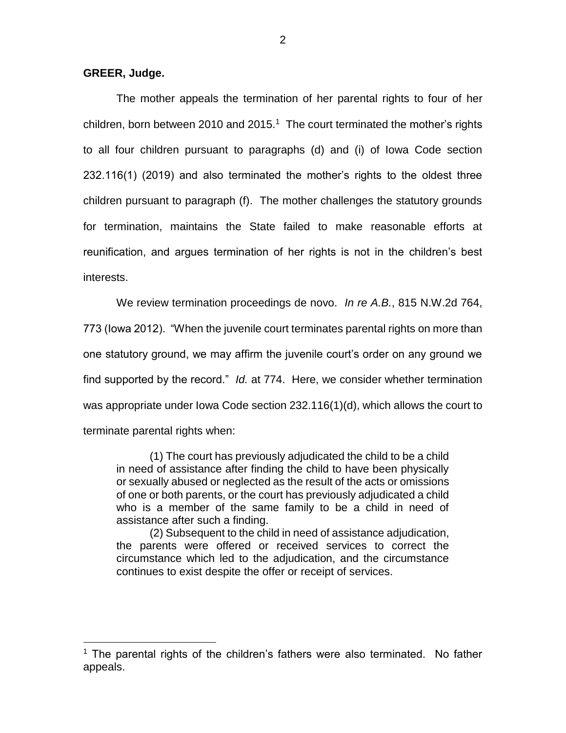**GREER, Judge.**

The mother appeals the termination of her parental rights to four of her children, born between 2010 and 2015.[1] The court terminated the mother's rights to all four children pursuant to paragraphs (d) and (i) of Iowa Code section 232.116(1) (2019) and also terminated the mother's rights to the oldest three children pursuant to paragraph (f). The mother challenges the statutory grounds for termination, maintains the State failed to make reasonable efforts at reunification, and argues termination of her rights is not in the children's best interests.

We review termination proceedings de novo. *In re A.B.*, 815 N.W.2d 764, 773 (Iowa 2012). "When the juvenile court terminates parental rights on more than one statutory ground, we may affirm the juvenile court's order on any ground we find supported by the record." *Id.* at 774. Here, we consider whether termination was appropriate under Iowa Code section 232.116(1)(d), which allows the court to terminate parental rights when:

> (1) The court has previously adjudicated the child to be a child in need of assistance after finding the child to have been physically or sexually abused or neglected as the result of the acts or omissions of one or both parents, or the court has previously adjudicated a child who is a member of the same family to be a child in need of assistance after such a finding.
>
> (2) Subsequent to the child in need of assistance adjudication, the parents were offered or received services to correct the circumstance which led to the adjudication, and the circumstance continues to exist despite the offer or receipt of services.

---

[1] The parental rights of the children's fathers were also terminated. No father appeals.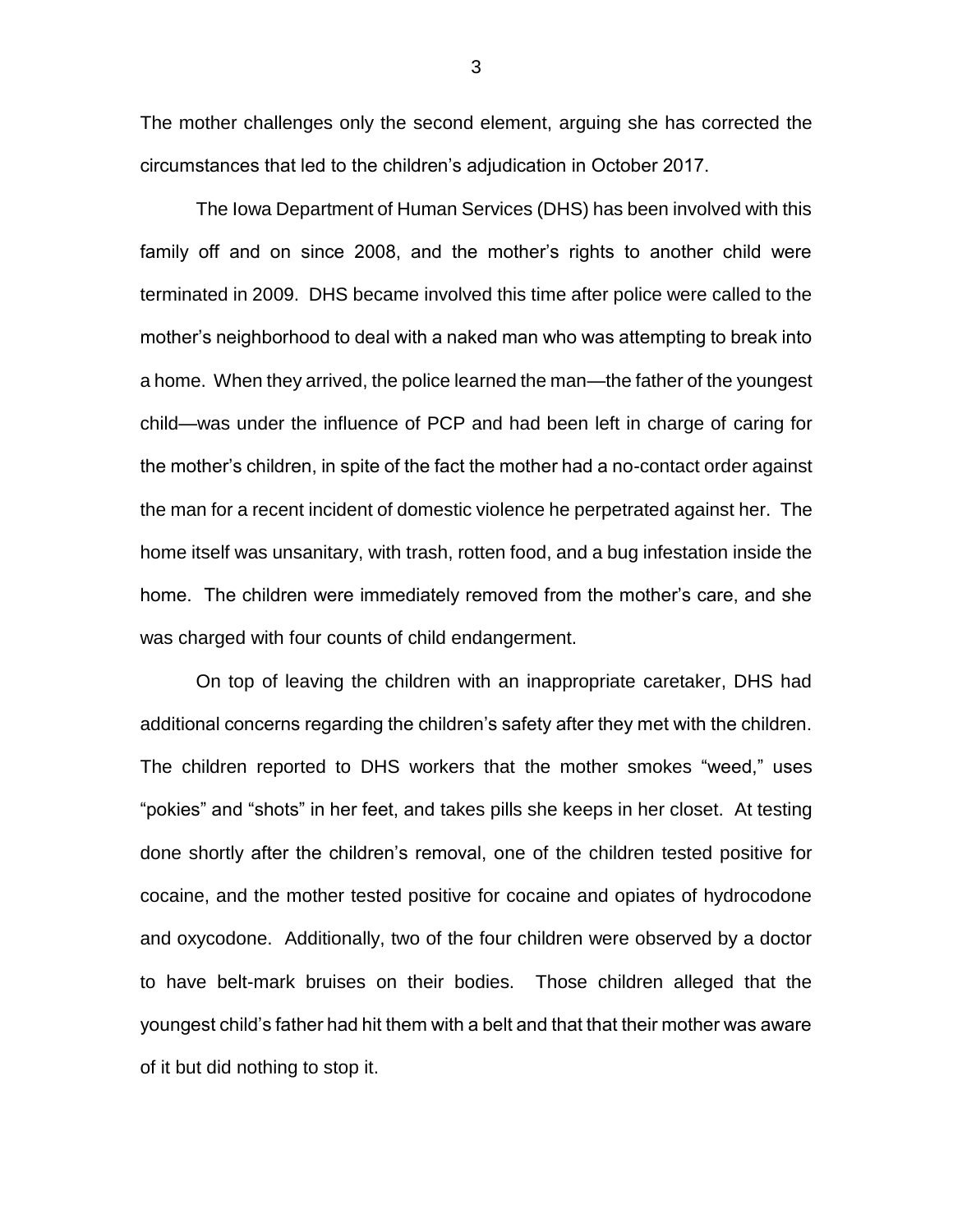The mother challenges only the second element, arguing she has corrected the circumstances that led to the children's adjudication in October 2017.

The Iowa Department of Human Services (DHS) has been involved with this family off and on since 2008, and the mother's rights to another child were terminated in 2009. DHS became involved this time after police were called to the mother's neighborhood to deal with a naked man who was attempting to break into a home. When they arrived, the police learned the man—the father of the youngest child—was under the influence of PCP and had been left in charge of caring for the mother's children, in spite of the fact the mother had a no-contact order against the man for a recent incident of domestic violence he perpetrated against her. The home itself was unsanitary, with trash, rotten food, and a bug infestation inside the home. The children were immediately removed from the mother's care, and she was charged with four counts of child endangerment.

On top of leaving the children with an inappropriate caretaker, DHS had additional concerns regarding the children's safety after they met with the children. The children reported to DHS workers that the mother smokes "weed," uses "pokies" and "shots" in her feet, and takes pills she keeps in her closet. At testing done shortly after the children's removal, one of the children tested positive for cocaine, and the mother tested positive for cocaine and opiates of hydrocodone and oxycodone. Additionally, two of the four children were observed by a doctor to have belt-mark bruises on their bodies. Those children alleged that the youngest child's father had hit them with a belt and that that their mother was aware of it but did nothing to stop it.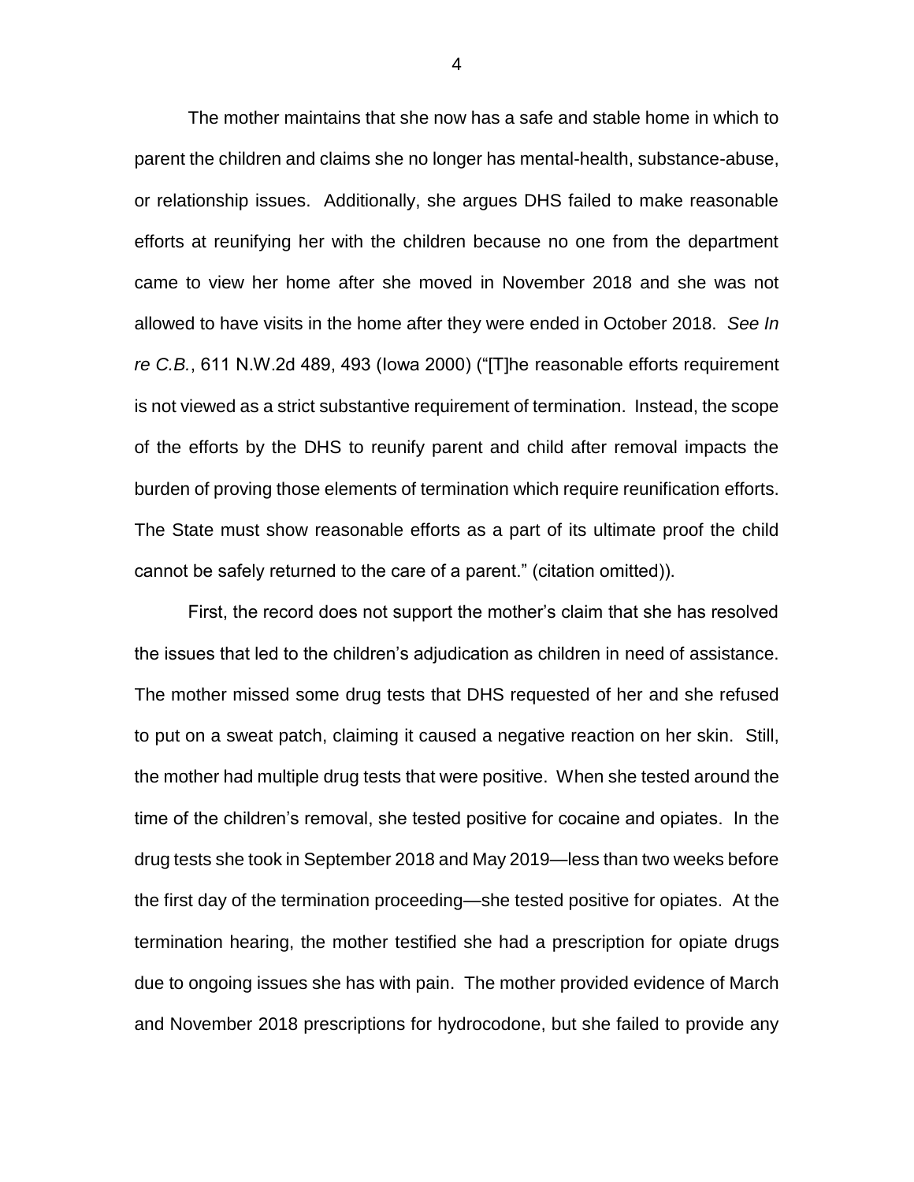The mother maintains that she now has a safe and stable home in which to parent the children and claims she no longer has mental-health, substance-abuse, or relationship issues. Additionally, she argues DHS failed to make reasonable efforts at reunifying her with the children because no one from the department came to view her home after she moved in November 2018 and she was not allowed to have visits in the home after they were ended in October 2018. *See In re C.B.*, 611 N.W.2d 489, 493 (Iowa 2000) ("[T]he reasonable efforts requirement is not viewed as a strict substantive requirement of termination. Instead, the scope of the efforts by the DHS to reunify parent and child after removal impacts the burden of proving those elements of termination which require reunification efforts. The State must show reasonable efforts as a part of its ultimate proof the child cannot be safely returned to the care of a parent." (citation omitted)).

First, the record does not support the mother's claim that she has resolved the issues that led to the children's adjudication as children in need of assistance. The mother missed some drug tests that DHS requested of her and she refused to put on a sweat patch, claiming it caused a negative reaction on her skin. Still, the mother had multiple drug tests that were positive. When she tested around the time of the children's removal, she tested positive for cocaine and opiates. In the drug tests she took in September 2018 and May 2019—less than two weeks before the first day of the termination proceeding—she tested positive for opiates. At the termination hearing, the mother testified she had a prescription for opiate drugs due to ongoing issues she has with pain. The mother provided evidence of March and November 2018 prescriptions for hydrocodone, but she failed to provide any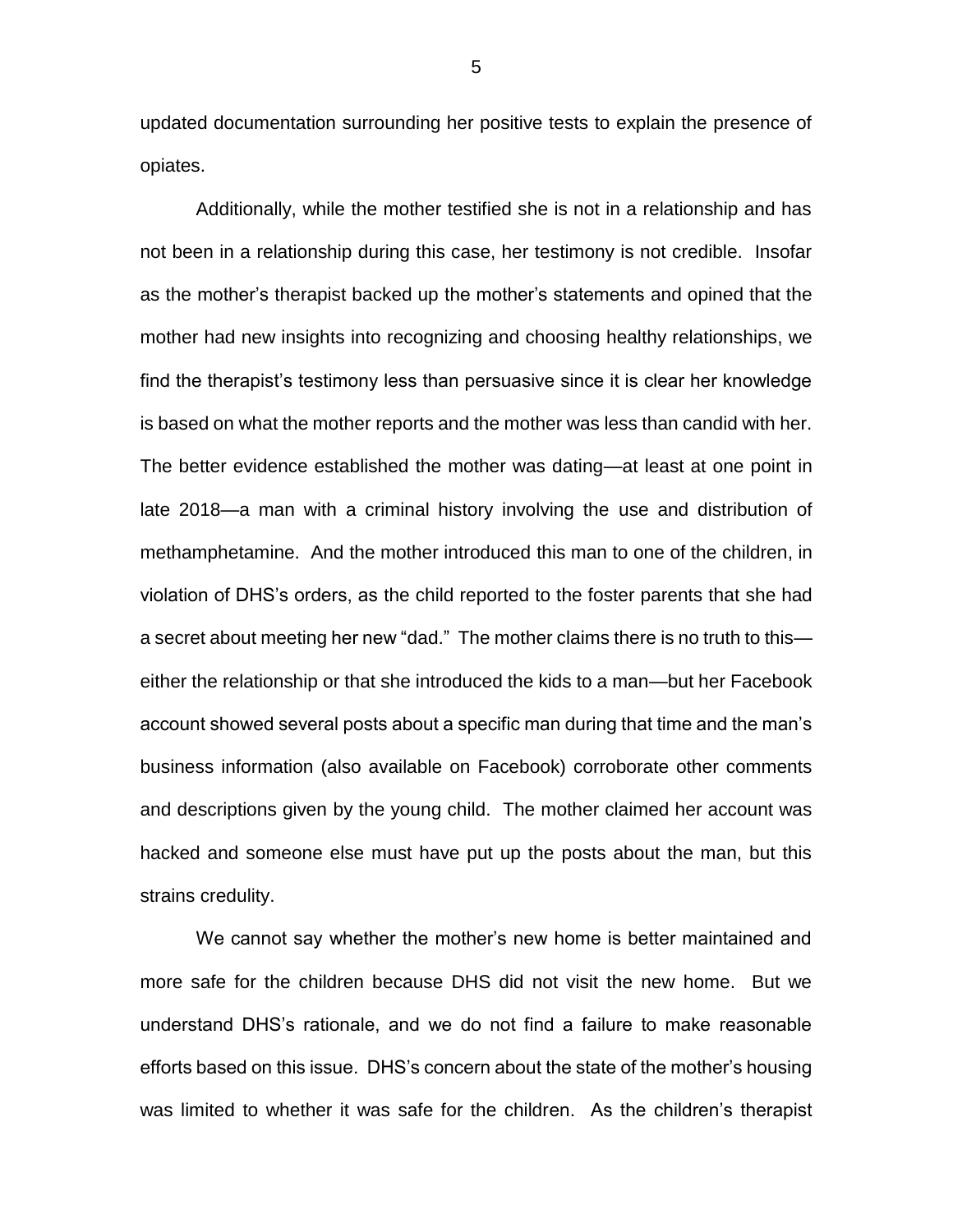updated documentation surrounding her positive tests to explain the presence of opiates.

Additionally, while the mother testified she is not in a relationship and has not been in a relationship during this case, her testimony is not credible. Insofar as the mother's therapist backed up the mother's statements and opined that the mother had new insights into recognizing and choosing healthy relationships, we find the therapist's testimony less than persuasive since it is clear her knowledge is based on what the mother reports and the mother was less than candid with her. The better evidence established the mother was dating—at least at one point in late 2018—a man with a criminal history involving the use and distribution of methamphetamine. And the mother introduced this man to one of the children, in violation of DHS's orders, as the child reported to the foster parents that she had a secret about meeting her new "dad." The mother claims there is no truth to this—either the relationship or that she introduced the kids to a man—but her Facebook account showed several posts about a specific man during that time and the man's business information (also available on Facebook) corroborate other comments and descriptions given by the young child. The mother claimed her account was hacked and someone else must have put up the posts about the man, but this strains credulity.

We cannot say whether the mother's new home is better maintained and more safe for the children because DHS did not visit the new home. But we understand DHS's rationale, and we do not find a failure to make reasonable efforts based on this issue. DHS's concern about the state of the mother's housing was limited to whether it was safe for the children. As the children's therapist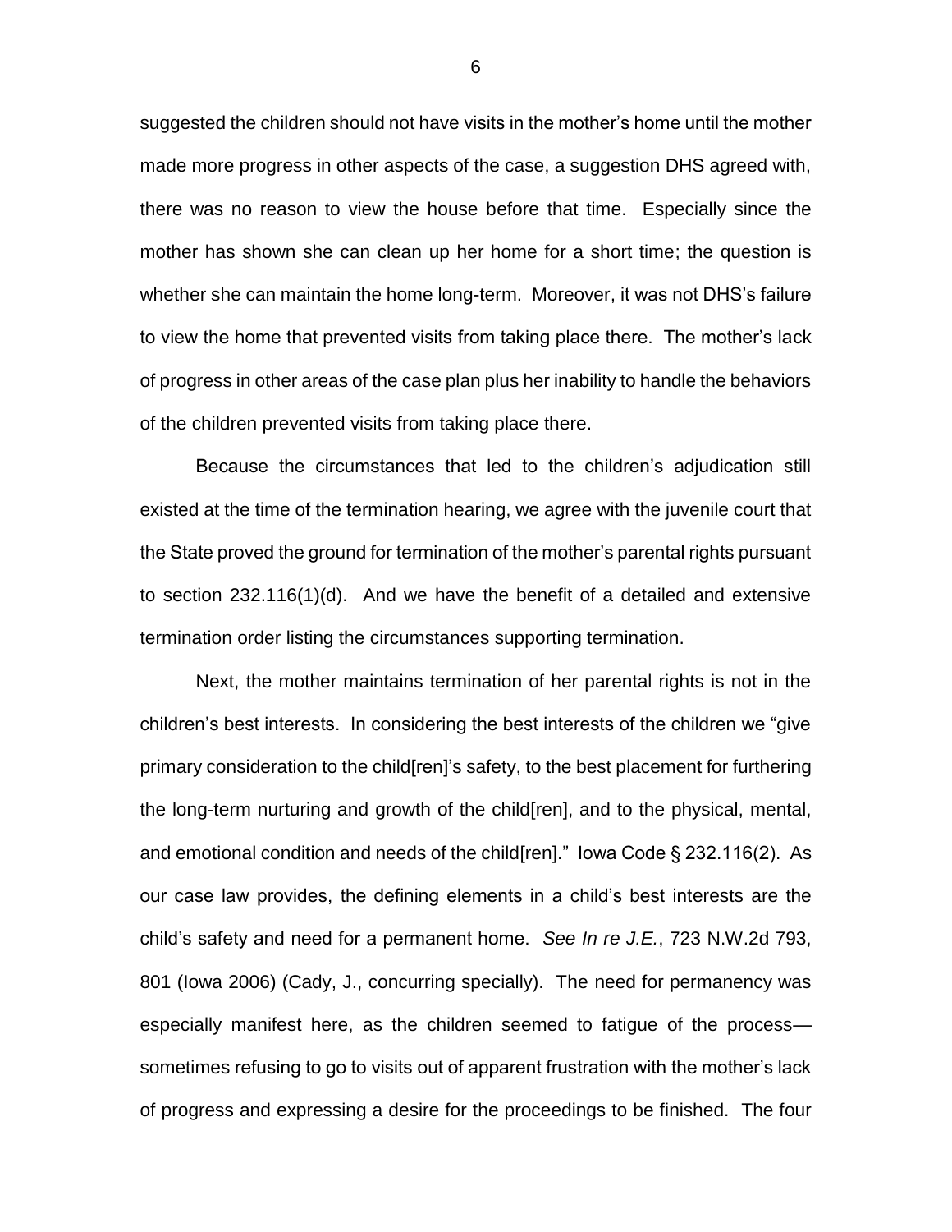suggested the children should not have visits in the mother's home until the mother made more progress in other aspects of the case, a suggestion DHS agreed with, there was no reason to view the house before that time. Especially since the mother has shown she can clean up her home for a short time; the question is whether she can maintain the home long-term. Moreover, it was not DHS's failure to view the home that prevented visits from taking place there. The mother's lack of progress in other areas of the case plan plus her inability to handle the behaviors of the children prevented visits from taking place there.

Because the circumstances that led to the children's adjudication still existed at the time of the termination hearing, we agree with the juvenile court that the State proved the ground for termination of the mother's parental rights pursuant to section 232.116(1)(d). And we have the benefit of a detailed and extensive termination order listing the circumstances supporting termination.

Next, the mother maintains termination of her parental rights is not in the children's best interests. In considering the best interests of the children we "give primary consideration to the child[ren]'s safety, to the best placement for furthering the long-term nurturing and growth of the child[ren], and to the physical, mental, and emotional condition and needs of the child[ren]." Iowa Code § 232.116(2). As our case law provides, the defining elements in a child's best interests are the child's safety and need for a permanent home. *See In re J.E.*, 723 N.W.2d 793, 801 (Iowa 2006) (Cady, J., concurring specially). The need for permanency was especially manifest here, as the children seemed to fatigue of the process—sometimes refusing to go to visits out of apparent frustration with the mother's lack of progress and expressing a desire for the proceedings to be finished. The four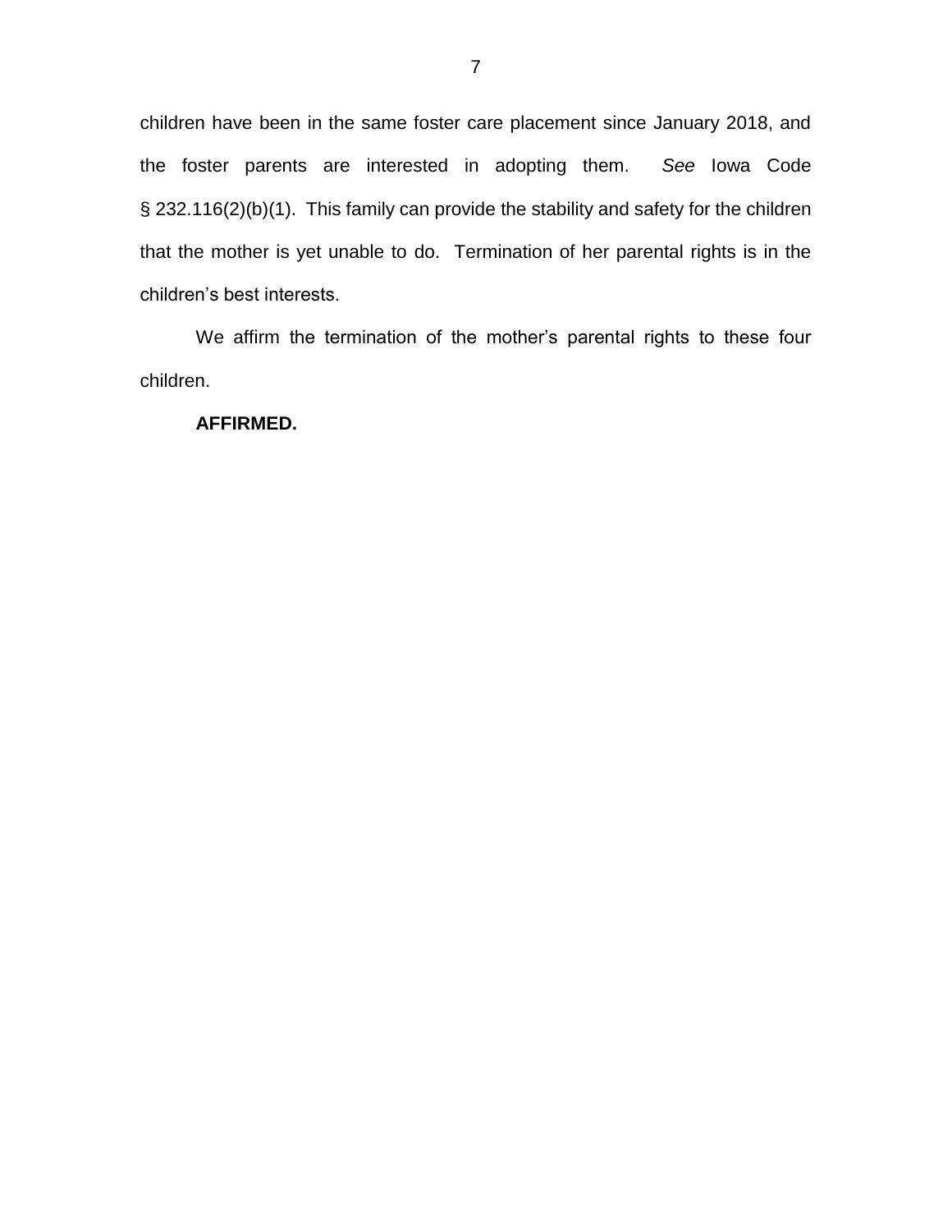children have been in the same foster care placement since January 2018, and the foster parents are interested in adopting them. *See* Iowa Code § 232.116(2)(b)(1). This family can provide the stability and safety for the children that the mother is yet unable to do. Termination of her parental rights is in the children's best interests.

We affirm the termination of the mother's parental rights to these four children.

**AFFIRMED.**